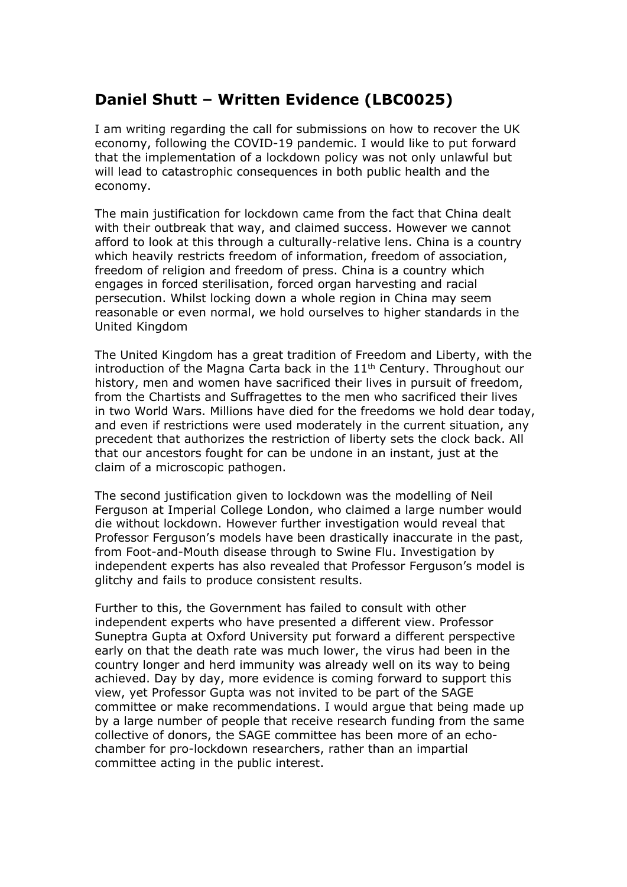## Daniel Shutt – Written Evidence (LBC0025)

I am writing regarding the call for submissions on how to recover the UK economy, following the COVID-19 pandemic. I would like to put forward that the implementation of a lockdown policy was not only unlawful but will lead to catastrophic consequences in both public health and the economy.

The main justification for lockdown came from the fact that China dealt with their outbreak that way, and claimed success. However we cannot afford to look at this through a culturally-relative lens. China is a country which heavily restricts freedom of information, freedom of association, freedom of religion and freedom of press. China is a country which engages in forced sterilisation, forced organ harvesting and racial persecution. Whilst locking down a whole region in China may seem reasonable or even normal, we hold ourselves to higher standards in the United Kingdom

The United Kingdom has a great tradition of Freedom and Liberty, with the introduction of the Magna Carta back in the 11th Century. Throughout our history, men and women have sacrificed their lives in pursuit of freedom, from the Chartists and Suffragettes to the men who sacrificed their lives in two World Wars. Millions have died for the freedoms we hold dear today, and even if restrictions were used moderately in the current situation, any precedent that authorizes the restriction of liberty sets the clock back. All that our ancestors fought for can be undone in an instant, just at the claim of a microscopic pathogen.

The second justification given to lockdown was the modelling of Neil Ferguson at Imperial College London, who claimed a large number would die without lockdown. However further investigation would reveal that Professor Ferguson's models have been drastically inaccurate in the past, from Foot-and-Mouth disease through to Swine Flu. Investigation by independent experts has also revealed that Professor Ferguson's model is glitchy and fails to produce consistent results.

Further to this, the Government has failed to consult with other independent experts who have presented a different view. Professor Suneptra Gupta at Oxford University put forward a different perspective early on that the death rate was much lower, the virus had been in the country longer and herd immunity was already well on its way to being achieved. Day by day, more evidence is coming forward to support this view, yet Professor Gupta was not invited to be part of the SAGE committee or make recommendations. I would argue that being made up by a large number of people that receive research funding from the same collective of donors, the SAGE committee has been more of an echo-chamber for pro-lockdown researchers, rather than an impartial committee acting in the public interest.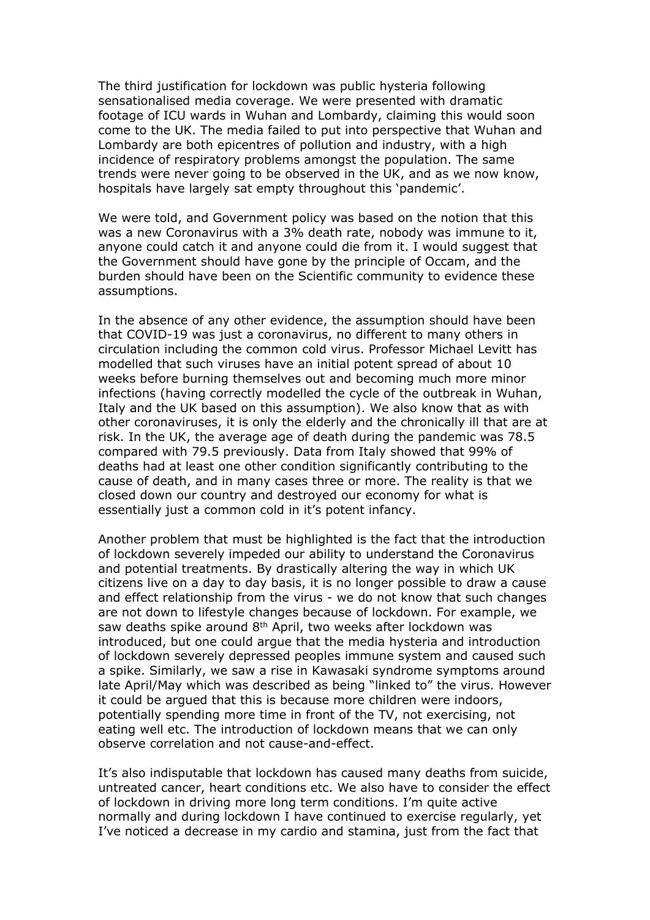The third justification for lockdown was public hysteria following sensationalised media coverage. We were presented with dramatic footage of ICU wards in Wuhan and Lombardy, claiming this would soon come to the UK. The media failed to put into perspective that Wuhan and Lombardy are both epicentres of pollution and industry, with a high incidence of respiratory problems amongst the population. The same trends were never going to be observed in the UK, and as we now know, hospitals have largely sat empty throughout this 'pandemic'.

We were told, and Government policy was based on the notion that this was a new Coronavirus with a 3% death rate, nobody was immune to it, anyone could catch it and anyone could die from it. I would suggest that the Government should have gone by the principle of Occam, and the burden should have been on the Scientific community to evidence these assumptions.

In the absence of any other evidence, the assumption should have been that COVID-19 was just a coronavirus, no different to many others in circulation including the common cold virus. Professor Michael Levitt has modelled that such viruses have an initial potent spread of about 10 weeks before burning themselves out and becoming much more minor infections (having correctly modelled the cycle of the outbreak in Wuhan, Italy and the UK based on this assumption). We also know that as with other coronaviruses, it is only the elderly and the chronically ill that are at risk. In the UK, the average age of death during the pandemic was 78.5 compared with 79.5 previously. Data from Italy showed that 99% of deaths had at least one other condition significantly contributing to the cause of death, and in many cases three or more. The reality is that we closed down our country and destroyed our economy for what is essentially just a common cold in it's potent infancy.

Another problem that must be highlighted is the fact that the introduction of lockdown severely impeded our ability to understand the Coronavirus and potential treatments. By drastically altering the way in which UK citizens live on a day to day basis, it is no longer possible to draw a cause and effect relationship from the virus - we do not know that such changes are not down to lifestyle changes because of lockdown. For example, we saw deaths spike around 8th April, two weeks after lockdown was introduced, but one could argue that the media hysteria and introduction of lockdown severely depressed peoples immune system and caused such a spike. Similarly, we saw a rise in Kawasaki syndrome symptoms around late April/May which was described as being "linked to" the virus. However it could be argued that this is because more children were indoors, potentially spending more time in front of the TV, not exercising, not eating well etc. The introduction of lockdown means that we can only observe correlation and not cause-and-effect.

It's also indisputable that lockdown has caused many deaths from suicide, untreated cancer, heart conditions etc. We also have to consider the effect of lockdown in driving more long term conditions. I'm quite active normally and during lockdown I have continued to exercise regularly, yet I've noticed a decrease in my cardio and stamina, just from the fact that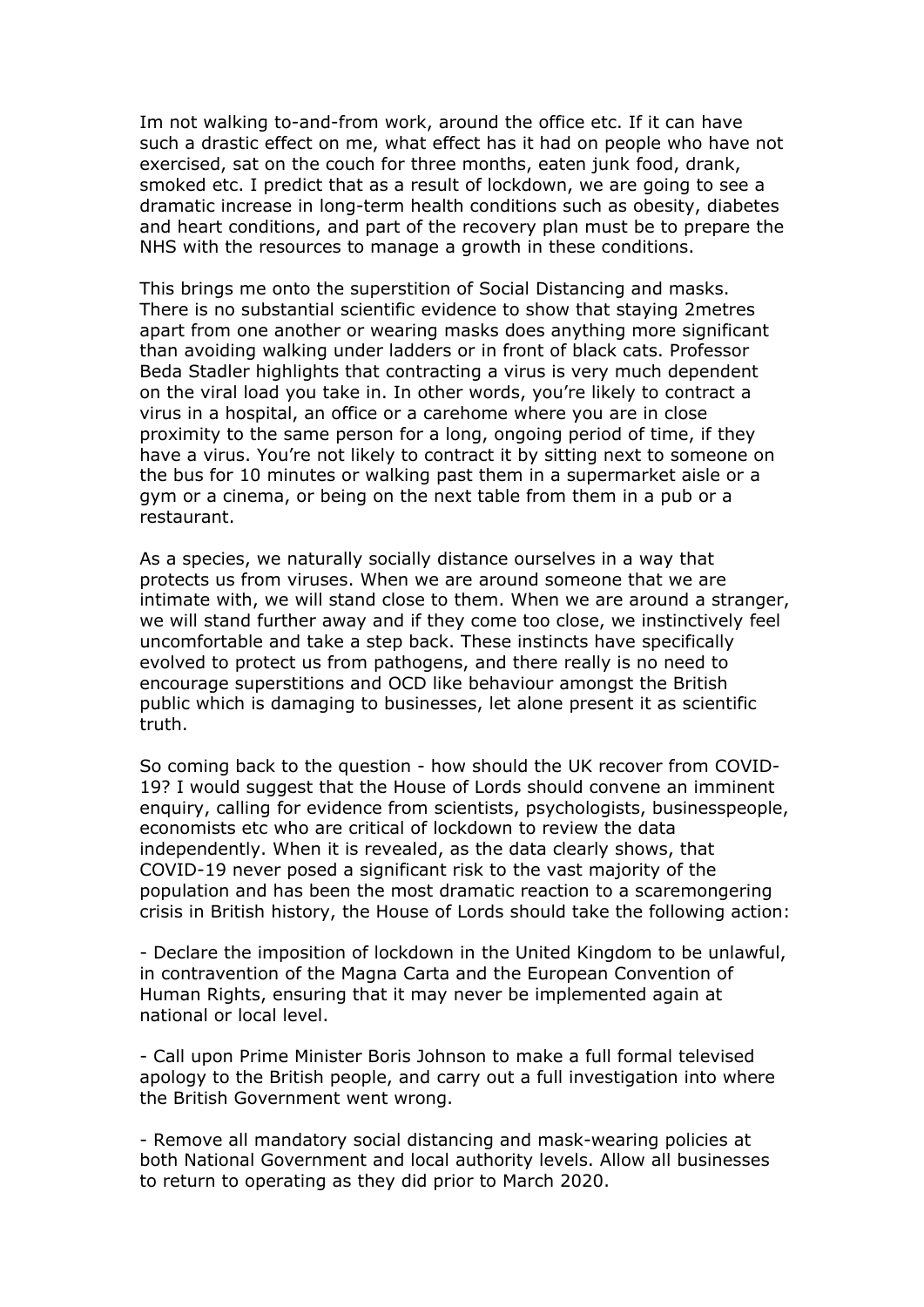Im not walking to-and-from work, around the office etc. If it can have such a drastic effect on me, what effect has it had on people who have not exercised, sat on the couch for three months, eaten junk food, drank, smoked etc. I predict that as a result of lockdown, we are going to see a dramatic increase in long-term health conditions such as obesity, diabetes and heart conditions, and part of the recovery plan must be to prepare the NHS with the resources to manage a growth in these conditions.

This brings me onto the superstition of Social Distancing and masks. There is no substantial scientific evidence to show that staying 2metres apart from one another or wearing masks does anything more significant than avoiding walking under ladders or in front of black cats. Professor Beda Stadler highlights that contracting a virus is very much dependent on the viral load you take in. In other words, you're likely to contract a virus in a hospital, an office or a carehome where you are in close proximity to the same person for a long, ongoing period of time, if they have a virus. You're not likely to contract it by sitting next to someone on the bus for 10 minutes or walking past them in a supermarket aisle or a gym or a cinema, or being on the next table from them in a pub or a restaurant.

As a species, we naturally socially distance ourselves in a way that protects us from viruses. When we are around someone that we are intimate with, we will stand close to them. When we are around a stranger, we will stand further away and if they come too close, we instinctively feel uncomfortable and take a step back. These instincts have specifically evolved to protect us from pathogens, and there really is no need to encourage superstitions and OCD like behaviour amongst the British public which is damaging to businesses, let alone present it as scientific truth.

So coming back to the question - how should the UK recover from COVID-19? I would suggest that the House of Lords should convene an imminent enquiry, calling for evidence from scientists, psychologists, businesspeople, economists etc who are critical of lockdown to review the data independently. When it is revealed, as the data clearly shows, that COVID-19 never posed a significant risk to the vast majority of the population and has been the most dramatic reaction to a scaremongering crisis in British history, the House of Lords should take the following action:

- Declare the imposition of lockdown in the United Kingdom to be unlawful, in contravention of the Magna Carta and the European Convention of Human Rights, ensuring that it may never be implemented again at national or local level.

- Call upon Prime Minister Boris Johnson to make a full formal televised apology to the British people, and carry out a full investigation into where the British Government went wrong.

- Remove all mandatory social distancing and mask-wearing policies at both National Government and local authority levels. Allow all businesses to return to operating as they did prior to March 2020.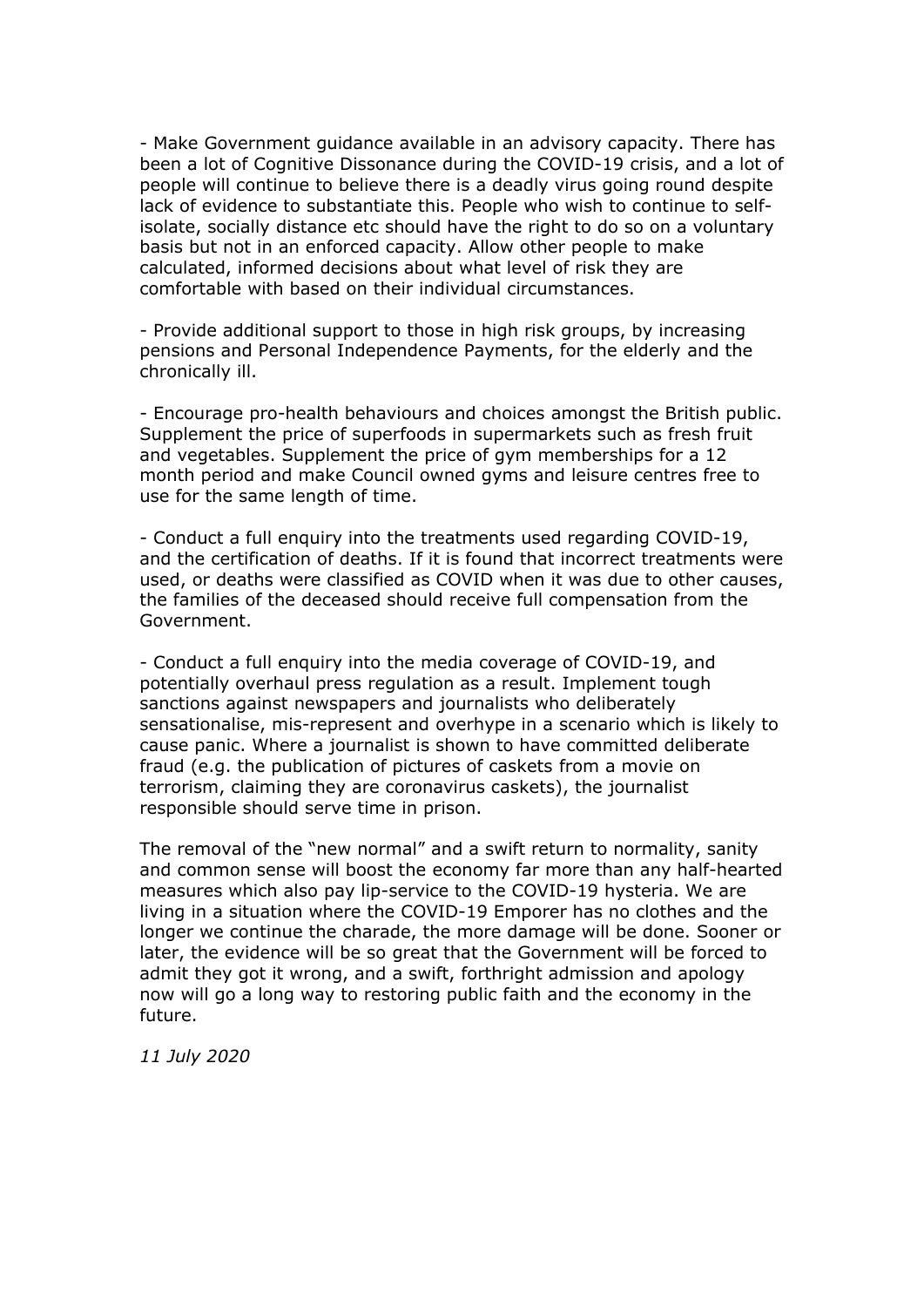- Make Government guidance available in an advisory capacity. There has been a lot of Cognitive Dissonance during the COVID-19 crisis, and a lot of people will continue to believe there is a deadly virus going round despite lack of evidence to substantiate this. People who wish to continue to self-isolate, socially distance etc should have the right to do so on a voluntary basis but not in an enforced capacity. Allow other people to make calculated, informed decisions about what level of risk they are comfortable with based on their individual circumstances.

- Provide additional support to those in high risk groups, by increasing pensions and Personal Independence Payments, for the elderly and the chronically ill.

- Encourage pro-health behaviours and choices amongst the British public. Supplement the price of superfoods in supermarkets such as fresh fruit and vegetables. Supplement the price of gym memberships for a 12 month period and make Council owned gyms and leisure centres free to use for the same length of time.

- Conduct a full enquiry into the treatments used regarding COVID-19, and the certification of deaths. If it is found that incorrect treatments were used, or deaths were classified as COVID when it was due to other causes, the families of the deceased should receive full compensation from the Government.

- Conduct a full enquiry into the media coverage of COVID-19, and potentially overhaul press regulation as a result. Implement tough sanctions against newspapers and journalists who deliberately sensationalise, mis-represent and overhype in a scenario which is likely to cause panic. Where a journalist is shown to have committed deliberate fraud (e.g. the publication of pictures of caskets from a movie on terrorism, claiming they are coronavirus caskets), the journalist responsible should serve time in prison.

The removal of the "new normal" and a swift return to normality, sanity and common sense will boost the economy far more than any half-hearted measures which also pay lip-service to the COVID-19 hysteria. We are living in a situation where the COVID-19 Emporer has no clothes and the longer we continue the charade, the more damage will be done. Sooner or later, the evidence will be so great that the Government will be forced to admit they got it wrong, and a swift, forthright admission and apology now will go a long way to restoring public faith and the economy in the future.

*11 July 2020*